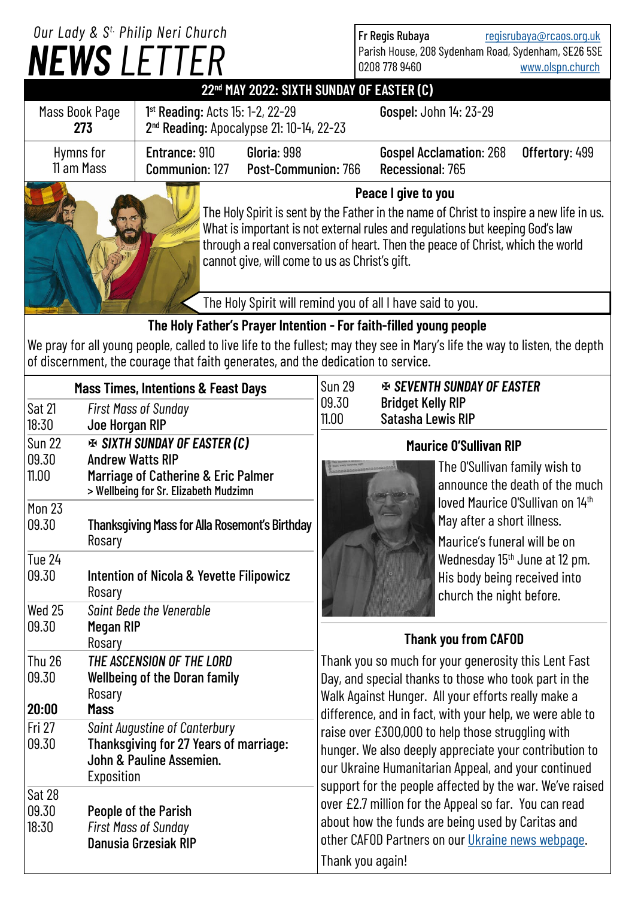# Our Lady & St. Philip Neri Church NEWS LETTER

Fr Regis Rubaya regisrubaya@rcaos.org.uk
Parish House, 208 Sydenham Road, Sydenham, SE26 5SE
0208 778 9460 www.olspn.church

## 22nd MAY 2022: SIXTH SUNDAY OF EASTER (C)

| Mass Book Page 273 | **1st Reading:** Acts 15: 1-2, 22-29<br>**2nd Reading:** Apocalypse 21: 10-14, 22-23 | **Gospel:** John 14: 23-29 |
|---|---|---|
| Hymns for 11 am Mass | **Entrance:** 910 **Gloria:** 998<br>**Communion:** 127 **Post-Communion:** 766 | **Gospel Acclamation:** 268 **Offertory:** 499<br>**Recessional:** 765 |

### Peace I give to you

The Holy Spirit is sent by the Father in the name of Christ to inspire a new life in us. What is important is not external rules and regulations but keeping God's law through a real conversation of heart. Then the peace of Christ, which the world cannot give, will come to us as Christ's gift.

The Holy Spirit will remind you of all I have said to you.

### The Holy Father's Prayer Intention - For faith-filled young people

We pray for all young people, called to live life to the fullest; may they see in Mary's life the way to listen, the depth of discernment, the courage that faith generates, and the dedication to service.

### Mass Times, Intentions & Feast Days

| | |
|---|---|
| Sat 21 | *First Mass of Sunday* |
| 18:30 | **Joe Horgan RIP** |
| Sun 22 | ✠ ***SIXTH SUNDAY OF EASTER (C)*** |
| 09.30 | **Andrew Watts RIP** |
| 11.00 | **Marriage of Catherine & Eric Palmer**<br>**> Wellbeing for Sr. Elizabeth Mudzimn** |
| Mon 23 | |
| 09.30 | **Thanksgiving Mass for Alla Rosemont's Birthday**<br>Rosary |
| Tue 24 | |
| 09.30 | **Intention of Nicola & Yevette Filipowicz**<br>Rosary |
| Wed 25 | *Saint Bede the Venerable* |
| 09.30 | **Megan RIP**<br>Rosary |
| Thu 26 | *THE ASCENSION OF THE LORD* |
| 09.30 | **Wellbeing of the Doran family**<br>Rosary |
| **20:00** | **Mass** |
| Fri 27 | *Saint Augustine of Canterbury* |
| 09.30 | **Thanksgiving for 27 Years of marriage: John & Pauline Assemien.**<br>Exposition |
| Sat 28 | |
| 09.30 | **People of the Parish** |
| 18:30 | *First Mass of Sunday*<br>**Danusia Grzesiak RIP** |
| Sun 29 | ✠ ***SEVENTH SUNDAY OF EASTER*** |
| 09.30 | **Bridget Kelly RIP** |
| 11.00 | **Satasha Lewis RIP** |

### Maurice O'Sullivan RIP

The O'Sullivan family wish to announce the death of the much loved Maurice O'Sullivan on 14th May after a short illness.

Maurice's funeral will be on Wednesday 15th June at 12 pm. His body being received into church the night before.

### Thank you from CAFOD

Thank you so much for your generosity this Lent Fast Day, and special thanks to those who took part in the Walk Against Hunger. All your efforts really make a difference, and in fact, with your help, we were able to raise over £300,000 to help those struggling with hunger. We also deeply appreciate your contribution to our Ukraine Humanitarian Appeal, and your continued support for the people affected by the war. We've raised over £2.7 million for the Appeal so far. You can read about how the funds are being used by Caritas and other CAFOD Partners on our Ukraine news webpage.

Thank you again!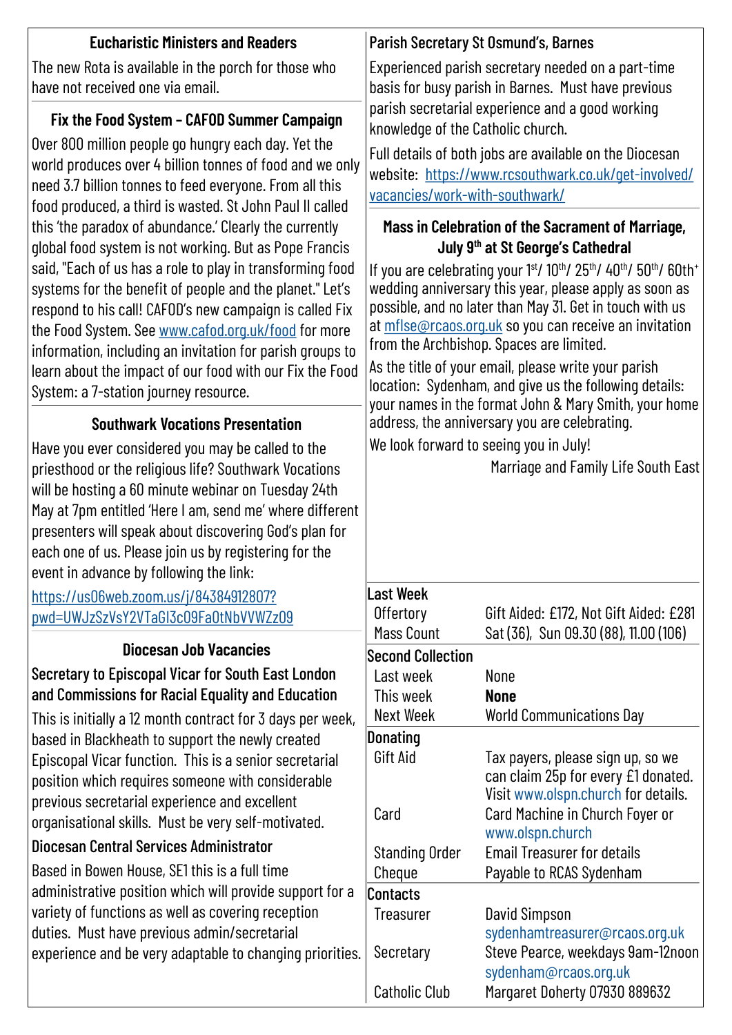## Eucharistic Ministers and Readers

The new Rota is available in the porch for those who have not received one via email.

## Fix the Food System – CAFOD Summer Campaign

Over 800 million people go hungry each day. Yet the world produces over 4 billion tonnes of food and we only need 3.7 billion tonnes to feed everyone. From all this food produced, a third is wasted. St John Paul II called this 'the paradox of abundance.' Clearly the currently global food system is not working. But as Pope Francis said, "Each of us has a role to play in transforming food systems for the benefit of people and the planet." Let's respond to his call! CAFOD's new campaign is called Fix the Food System. See www.cafod.org.uk/food for more information, including an invitation for parish groups to learn about the impact of our food with our Fix the Food System: a 7-station journey resource.

## Southwark Vocations Presentation

Have you ever considered you may be called to the priesthood or the religious life? Southwark Vocations will be hosting a 60 minute webinar on Tuesday 24th May at 7pm entitled 'Here I am, send me' where different presenters will speak about discovering God's plan for each one of us. Please join us by registering for the event in advance by following the link:

https://us06web.zoom.us/j/84384912807?pwd=UWJzSzVsY2VTaGI3cO9FaOtNbVVWZz09

## Diocesan Job Vacancies

### Secretary to Episcopal Vicar for South East London and Commissions for Racial Equality and Education

This is initially a 12 month contract for 3 days per week, based in Blackheath to support the newly created Episcopal Vicar function. This is a senior secretarial position which requires someone with considerable previous secretarial experience and excellent organisational skills. Must be very self-motivated.

### Diocesan Central Services Administrator

Based in Bowen House, SE1 this is a full time administrative position which will provide support for a variety of functions as well as covering reception duties. Must have previous admin/secretarial experience and be very adaptable to changing priorities.

### Parish Secretary St Osmund's, Barnes

Experienced parish secretary needed on a part-time basis for busy parish in Barnes. Must have previous parish secretarial experience and a good working knowledge of the Catholic church.

Full details of both jobs are available on the Diocesan website: https://www.rcsouthwark.co.uk/get-involved/vacancies/work-with-southwark/

## Mass in Celebration of the Sacrament of Marriage, July 9th at St George's Cathedral

If you are celebrating your 1st/ 10th/ 25th/ 40th/ 50th/ 60th+ wedding anniversary this year, please apply as soon as possible, and no later than May 31. Get in touch with us at mflse@rcaos.org.uk so you can receive an invitation from the Archbishop. Spaces are limited.

As the title of your email, please write your parish location: Sydenham, and give us the following details: your names in the format John & Mary Smith, your home address, the anniversary you are celebrating.

We look forward to seeing you in July!

Marriage and Family Life South East

| | |
|---|---|
| **Last Week** | |
| Offertory | Gift Aided: £172, Not Gift Aided: £281 |
| Mass Count | Sat (36), Sun 09.30 (88), 11.00 (106) |
| **Second Collection** | |
| Last week | None |
| This week | **None** |
| Next Week | World Communications Day |
| **Donating** | |
| Gift Aid | Tax payers, please sign up, so we can claim 25p for every £1 donated. Visit www.olspn.church for details. |
| Card | Card Machine in Church Foyer or www.olspn.church |
| Standing Order | Email Treasurer for details |
| Cheque | Payable to RCAS Sydenham |
| **Contacts** | |
| Treasurer | David Simpson sydenhamtreasurer@rcaos.org.uk |
| Secretary | Steve Pearce, weekdays 9am-12noon sydenham@rcaos.org.uk |
| Catholic Club | Margaret Doherty 07930 889632 |